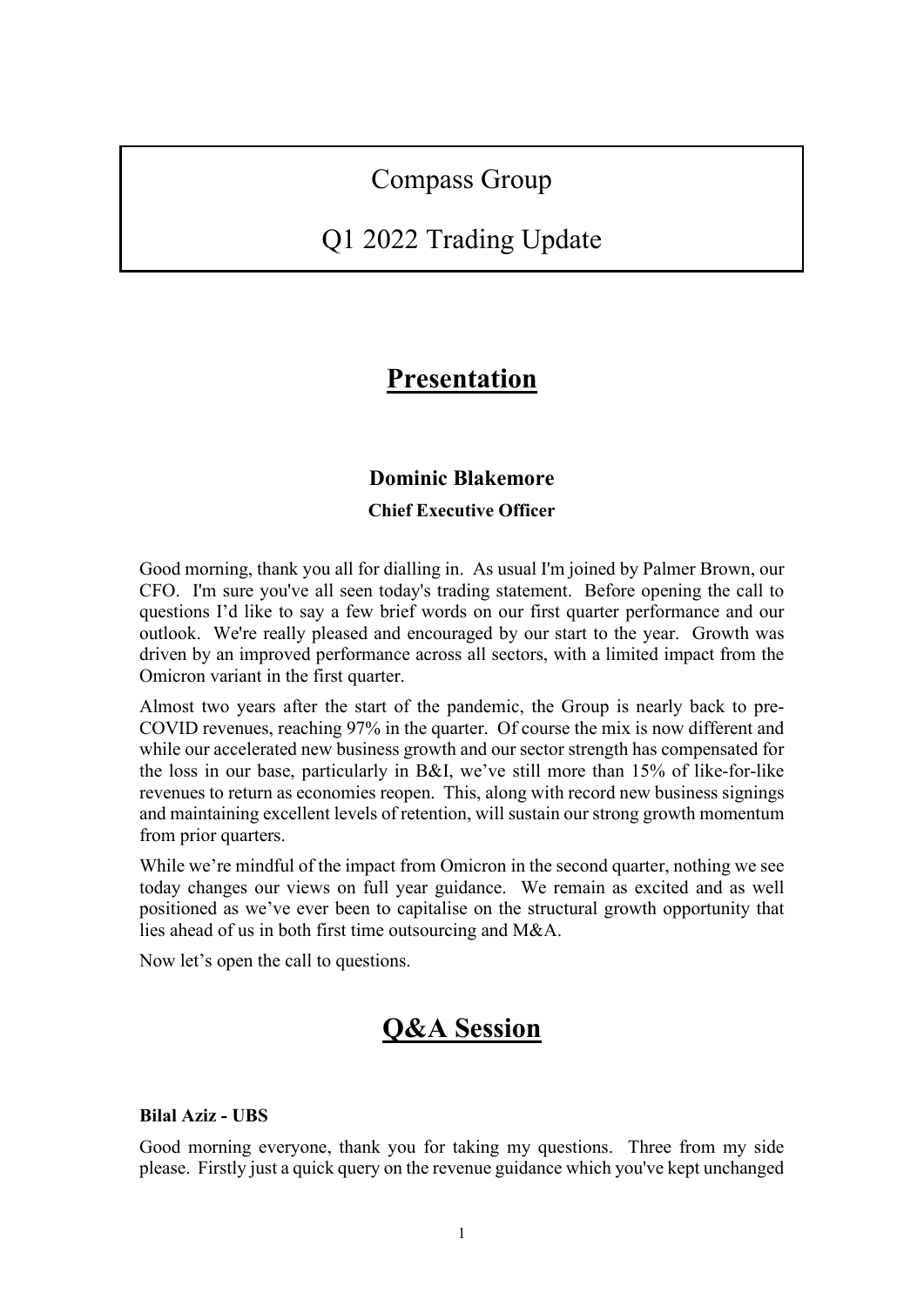# Compass Group

# Q1 2022 Trading Update

## Presentation

### Dominic Blakemore

**Chief Executive Officer**

Good morning, thank you all for dialling in. As usual I'm joined by Palmer Brown, our CFO. I'm sure you've all seen today's trading statement. Before opening the call to questions I'd like to say a few brief words on our first quarter performance and our outlook. We're really pleased and encouraged by our start to the year. Growth was driven by an improved performance across all sectors, with a limited impact from the Omicron variant in the first quarter.

Almost two years after the start of the pandemic, the Group is nearly back to pre-COVID revenues, reaching 97% in the quarter. Of course the mix is now different and while our accelerated new business growth and our sector strength has compensated for the loss in our base, particularly in B&I, we've still more than 15% of like-for-like revenues to return as economies reopen. This, along with record new business signings and maintaining excellent levels of retention, will sustain our strong growth momentum from prior quarters.

While we're mindful of the impact from Omicron in the second quarter, nothing we see today changes our views on full year guidance. We remain as excited and as well positioned as we've ever been to capitalise on the structural growth opportunity that lies ahead of us in both first time outsourcing and M&A.

Now let's open the call to questions.

## Q&A Session

**Bilal Aziz - UBS**

Good morning everyone, thank you for taking my questions. Three from my side please. Firstly just a quick query on the revenue guidance which you've kept unchanged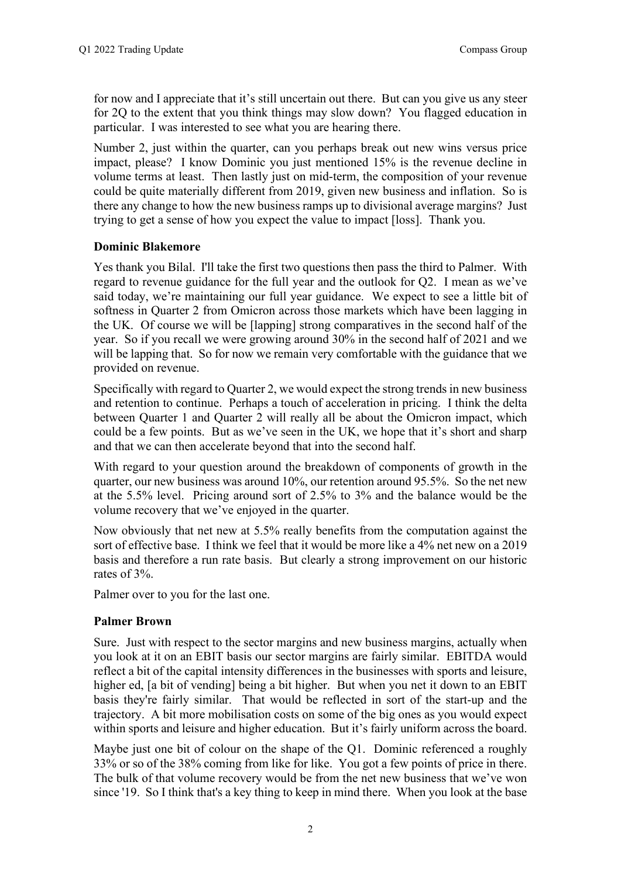for now and I appreciate that it's still uncertain out there. But can you give us any steer for 2Q to the extent that you think things may slow down? You flagged education in particular. I was interested to see what you are hearing there.

Number 2, just within the quarter, can you perhaps break out new wins versus price impact, please? I know Dominic you just mentioned 15% is the revenue decline in volume terms at least. Then lastly just on mid-term, the composition of your revenue could be quite materially different from 2019, given new business and inflation. So is there any change to how the new business ramps up to divisional average margins? Just trying to get a sense of how you expect the value to impact [loss]. Thank you.

**Dominic Blakemore**

Yes thank you Bilal. I'll take the first two questions then pass the third to Palmer. With regard to revenue guidance for the full year and the outlook for Q2. I mean as we've said today, we're maintaining our full year guidance. We expect to see a little bit of softness in Quarter 2 from Omicron across those markets which have been lagging in the UK. Of course we will be [lapping] strong comparatives in the second half of the year. So if you recall we were growing around 30% in the second half of 2021 and we will be lapping that. So for now we remain very comfortable with the guidance that we provided on revenue.

Specifically with regard to Quarter 2, we would expect the strong trends in new business and retention to continue. Perhaps a touch of acceleration in pricing. I think the delta between Quarter 1 and Quarter 2 will really all be about the Omicron impact, which could be a few points. But as we've seen in the UK, we hope that it's short and sharp and that we can then accelerate beyond that into the second half.

With regard to your question around the breakdown of components of growth in the quarter, our new business was around 10%, our retention around 95.5%. So the net new at the 5.5% level. Pricing around sort of 2.5% to 3% and the balance would be the volume recovery that we've enjoyed in the quarter.

Now obviously that net new at 5.5% really benefits from the computation against the sort of effective base. I think we feel that it would be more like a 4% net new on a 2019 basis and therefore a run rate basis. But clearly a strong improvement on our historic rates of 3%.

Palmer over to you for the last one.

**Palmer Brown**

Sure. Just with respect to the sector margins and new business margins, actually when you look at it on an EBIT basis our sector margins are fairly similar. EBITDA would reflect a bit of the capital intensity differences in the businesses with sports and leisure, higher ed, [a bit of vending] being a bit higher. But when you net it down to an EBIT basis they're fairly similar. That would be reflected in sort of the start-up and the trajectory. A bit more mobilisation costs on some of the big ones as you would expect within sports and leisure and higher education. But it's fairly uniform across the board.

Maybe just one bit of colour on the shape of the Q1. Dominic referenced a roughly 33% or so of the 38% coming from like for like. You got a few points of price in there. The bulk of that volume recovery would be from the net new business that we've won since '19. So I think that's a key thing to keep in mind there. When you look at the base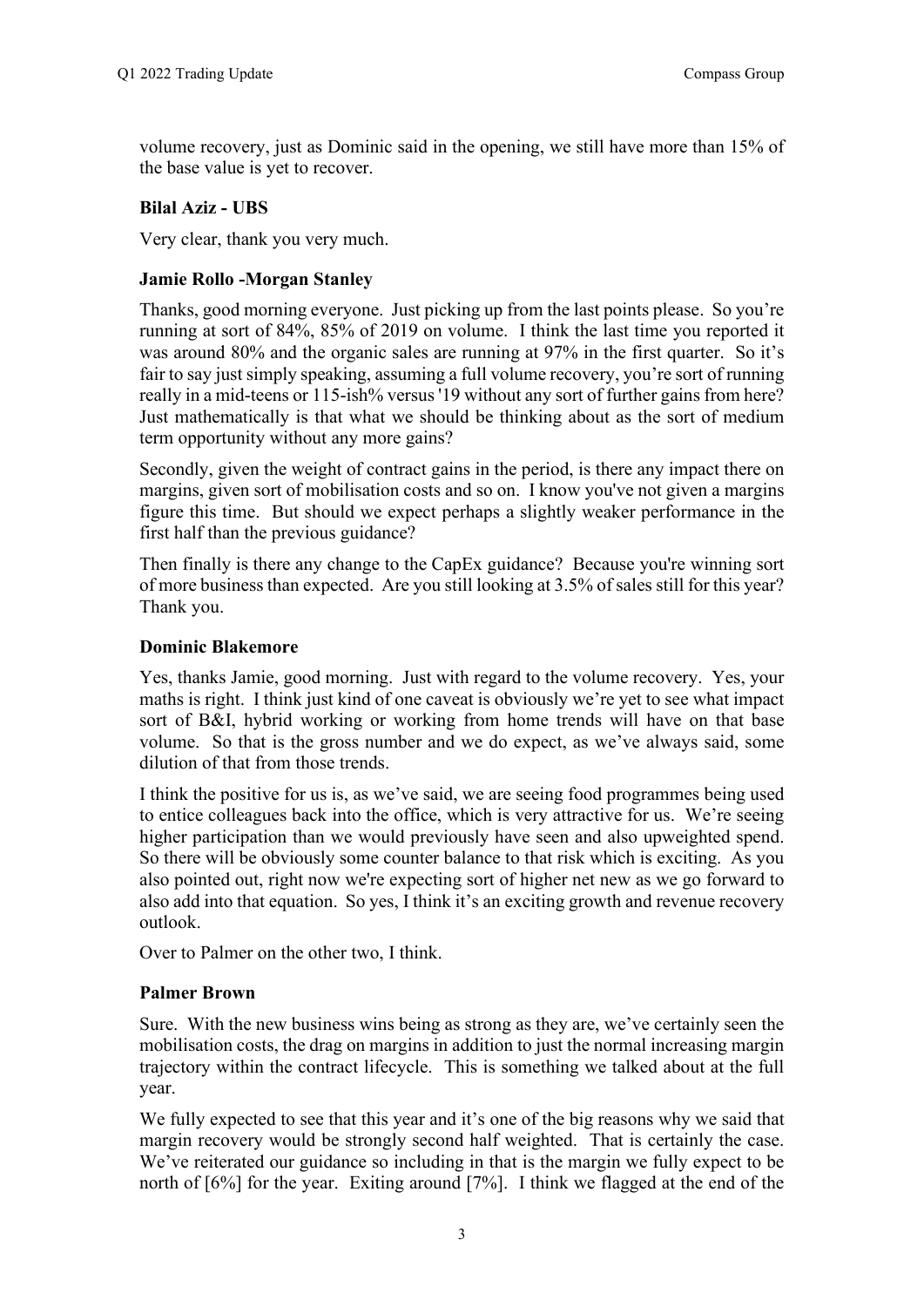volume recovery, just as Dominic said in the opening, we still have more than 15% of the base value is yet to recover.

**Bilal Aziz - UBS**

Very clear, thank you very much.

**Jamie Rollo -Morgan Stanley**

Thanks, good morning everyone. Just picking up from the last points please. So you're running at sort of 84%, 85% of 2019 on volume. I think the last time you reported it was around 80% and the organic sales are running at 97% in the first quarter. So it's fair to say just simply speaking, assuming a full volume recovery, you're sort of running really in a mid-teens or 115-ish% versus '19 without any sort of further gains from here? Just mathematically is that what we should be thinking about as the sort of medium term opportunity without any more gains?

Secondly, given the weight of contract gains in the period, is there any impact there on margins, given sort of mobilisation costs and so on. I know you've not given a margins figure this time. But should we expect perhaps a slightly weaker performance in the first half than the previous guidance?

Then finally is there any change to the CapEx guidance? Because you're winning sort of more business than expected. Are you still looking at 3.5% of sales still for this year? Thank you.

**Dominic Blakemore**

Yes, thanks Jamie, good morning. Just with regard to the volume recovery. Yes, your maths is right. I think just kind of one caveat is obviously we're yet to see what impact sort of B&I, hybrid working or working from home trends will have on that base volume. So that is the gross number and we do expect, as we've always said, some dilution of that from those trends.

I think the positive for us is, as we've said, we are seeing food programmes being used to entice colleagues back into the office, which is very attractive for us. We're seeing higher participation than we would previously have seen and also upweighted spend. So there will be obviously some counter balance to that risk which is exciting. As you also pointed out, right now we're expecting sort of higher net new as we go forward to also add into that equation. So yes, I think it's an exciting growth and revenue recovery outlook.

Over to Palmer on the other two, I think.

**Palmer Brown**

Sure. With the new business wins being as strong as they are, we've certainly seen the mobilisation costs, the drag on margins in addition to just the normal increasing margin trajectory within the contract lifecycle. This is something we talked about at the full year.

We fully expected to see that this year and it's one of the big reasons why we said that margin recovery would be strongly second half weighted. That is certainly the case. We've reiterated our guidance so including in that is the margin we fully expect to be north of [6%] for the year. Exiting around [7%]. I think we flagged at the end of the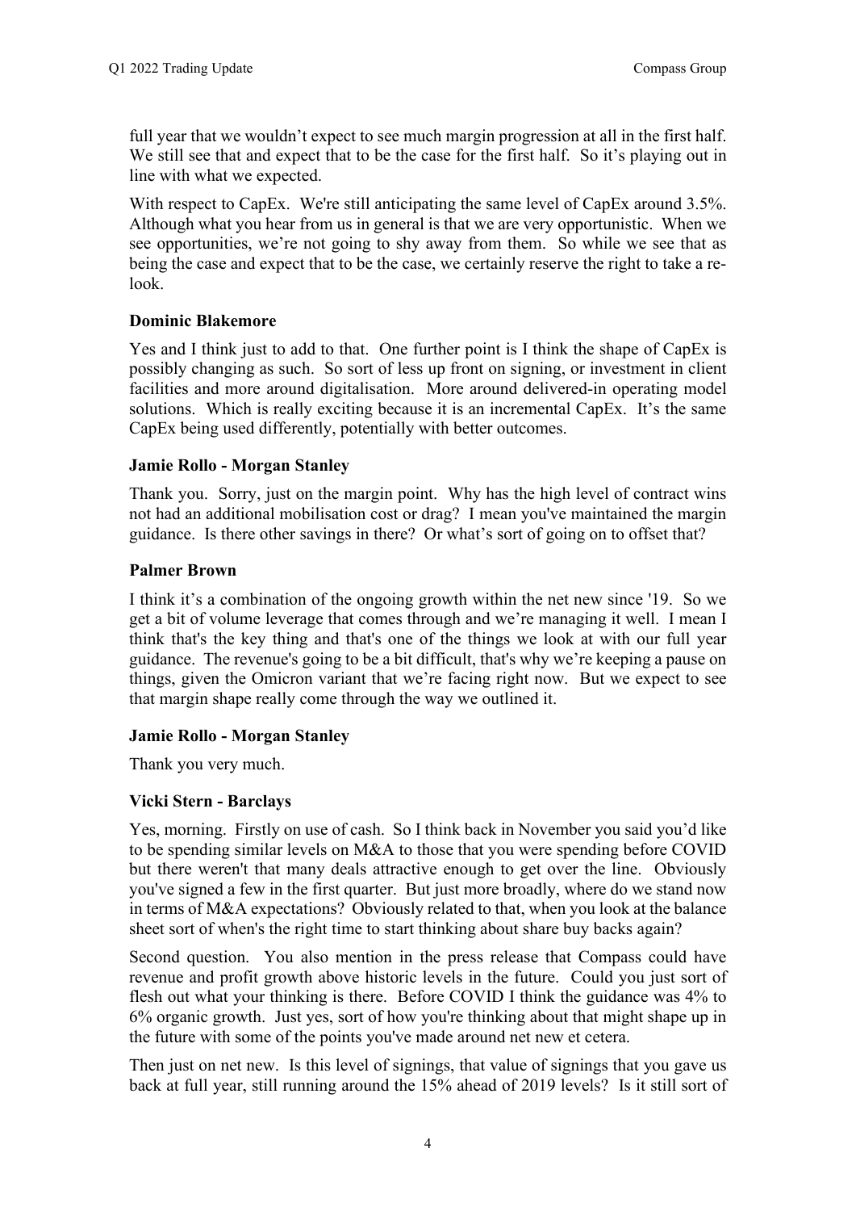full year that we wouldn't expect to see much margin progression at all in the first half. We still see that and expect that to be the case for the first half. So it's playing out in line with what we expected.

With respect to CapEx. We're still anticipating the same level of CapEx around 3.5%. Although what you hear from us in general is that we are very opportunistic. When we see opportunities, we're not going to shy away from them. So while we see that as being the case and expect that to be the case, we certainly reserve the right to take a re-look.

**Dominic Blakemore**

Yes and I think just to add to that. One further point is I think the shape of CapEx is possibly changing as such. So sort of less up front on signing, or investment in client facilities and more around digitalisation. More around delivered-in operating model solutions. Which is really exciting because it is an incremental CapEx. It's the same CapEx being used differently, potentially with better outcomes.

**Jamie Rollo - Morgan Stanley**

Thank you. Sorry, just on the margin point. Why has the high level of contract wins not had an additional mobilisation cost or drag? I mean you've maintained the margin guidance. Is there other savings in there? Or what's sort of going on to offset that?

**Palmer Brown**

I think it's a combination of the ongoing growth within the net new since '19. So we get a bit of volume leverage that comes through and we're managing it well. I mean I think that's the key thing and that's one of the things we look at with our full year guidance. The revenue's going to be a bit difficult, that's why we're keeping a pause on things, given the Omicron variant that we're facing right now. But we expect to see that margin shape really come through the way we outlined it.

**Jamie Rollo - Morgan Stanley**

Thank you very much.

**Vicki Stern - Barclays**

Yes, morning. Firstly on use of cash. So I think back in November you said you'd like to be spending similar levels on M&A to those that you were spending before COVID but there weren't that many deals attractive enough to get over the line. Obviously you've signed a few in the first quarter. But just more broadly, where do we stand now in terms of M&A expectations? Obviously related to that, when you look at the balance sheet sort of when's the right time to start thinking about share buy backs again?

Second question. You also mention in the press release that Compass could have revenue and profit growth above historic levels in the future. Could you just sort of flesh out what your thinking is there. Before COVID I think the guidance was 4% to 6% organic growth. Just yes, sort of how you're thinking about that might shape up in the future with some of the points you've made around net new et cetera.

Then just on net new. Is this level of signings, that value of signings that you gave us back at full year, still running around the 15% ahead of 2019 levels? Is it still sort of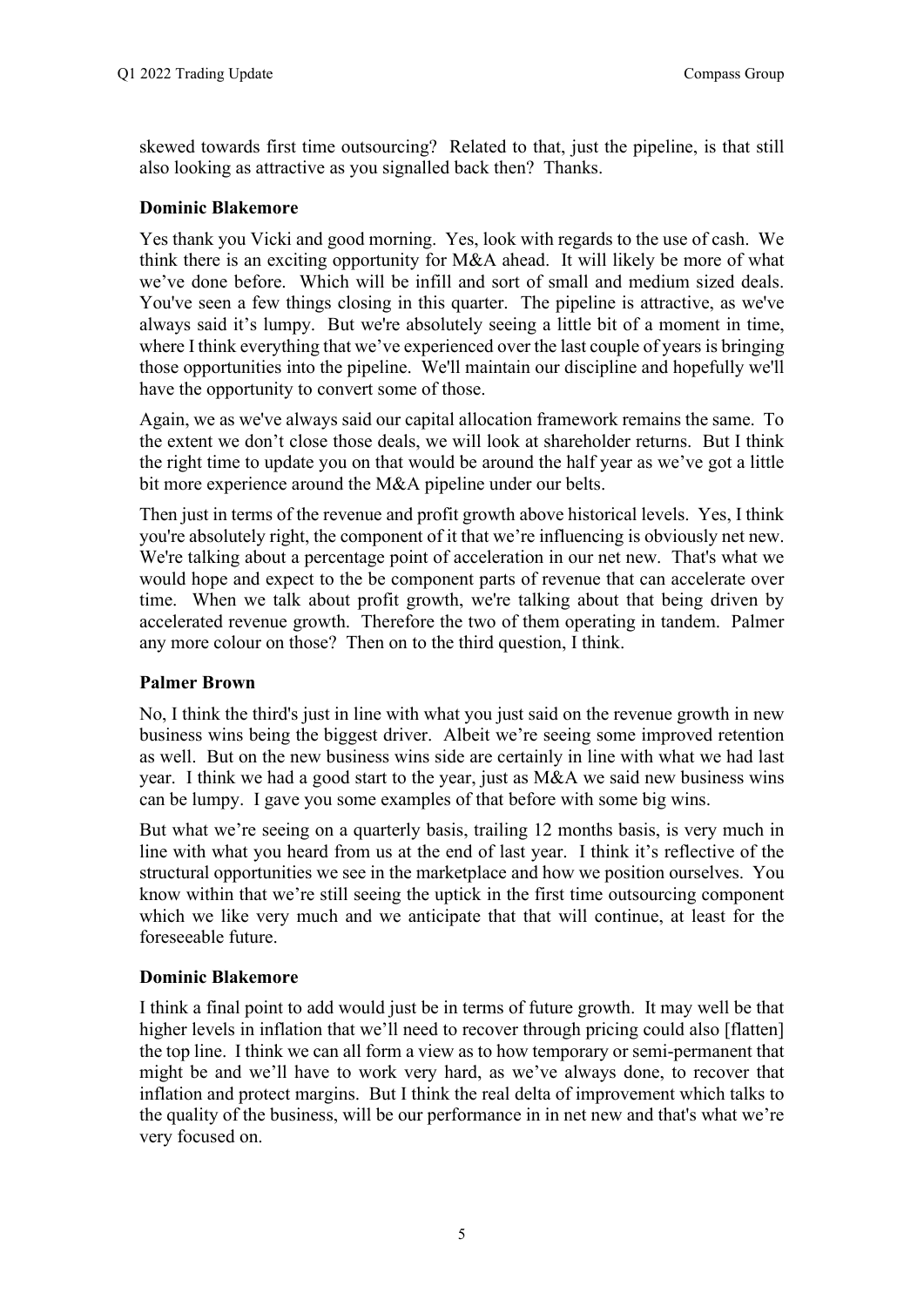skewed towards first time outsourcing? Related to that, just the pipeline, is that still also looking as attractive as you signalled back then? Thanks.

**Dominic Blakemore**

Yes thank you Vicki and good morning. Yes, look with regards to the use of cash. We think there is an exciting opportunity for M&A ahead. It will likely be more of what we've done before. Which will be infill and sort of small and medium sized deals. You've seen a few things closing in this quarter. The pipeline is attractive, as we've always said it's lumpy. But we're absolutely seeing a little bit of a moment in time, where I think everything that we've experienced over the last couple of years is bringing those opportunities into the pipeline. We'll maintain our discipline and hopefully we'll have the opportunity to convert some of those.

Again, we as we've always said our capital allocation framework remains the same. To the extent we don't close those deals, we will look at shareholder returns. But I think the right time to update you on that would be around the half year as we've got a little bit more experience around the M&A pipeline under our belts.

Then just in terms of the revenue and profit growth above historical levels. Yes, I think you're absolutely right, the component of it that we're influencing is obviously net new. We're talking about a percentage point of acceleration in our net new. That's what we would hope and expect to the be component parts of revenue that can accelerate over time. When we talk about profit growth, we're talking about that being driven by accelerated revenue growth. Therefore the two of them operating in tandem. Palmer any more colour on those? Then on to the third question, I think.

**Palmer Brown**

No, I think the third's just in line with what you just said on the revenue growth in new business wins being the biggest driver. Albeit we're seeing some improved retention as well. But on the new business wins side are certainly in line with what we had last year. I think we had a good start to the year, just as M&A we said new business wins can be lumpy. I gave you some examples of that before with some big wins.

But what we're seeing on a quarterly basis, trailing 12 months basis, is very much in line with what you heard from us at the end of last year. I think it's reflective of the structural opportunities we see in the marketplace and how we position ourselves. You know within that we're still seeing the uptick in the first time outsourcing component which we like very much and we anticipate that that will continue, at least for the foreseeable future.

**Dominic Blakemore**

I think a final point to add would just be in terms of future growth. It may well be that higher levels in inflation that we'll need to recover through pricing could also [flatten] the top line. I think we can all form a view as to how temporary or semi-permanent that might be and we'll have to work very hard, as we've always done, to recover that inflation and protect margins. But I think the real delta of improvement which talks to the quality of the business, will be our performance in in net new and that's what we're very focused on.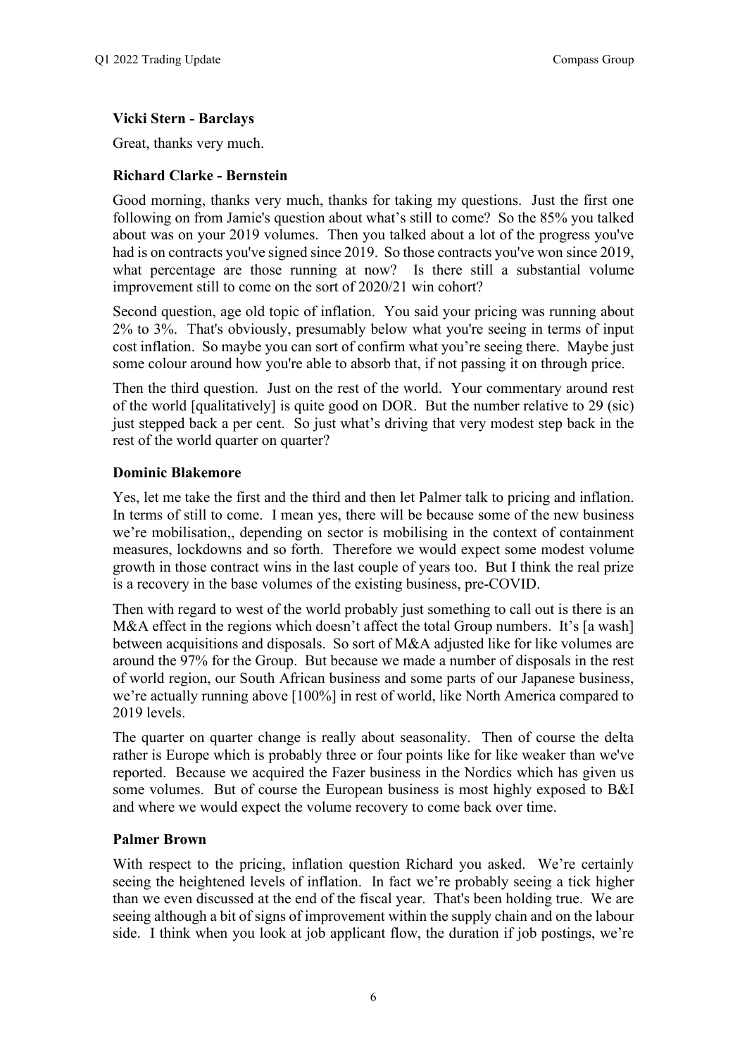**Vicki Stern - Barclays**

Great, thanks very much.

**Richard Clarke - Bernstein**

Good morning, thanks very much, thanks for taking my questions. Just the first one following on from Jamie's question about what's still to come? So the 85% you talked about was on your 2019 volumes. Then you talked about a lot of the progress you've had is on contracts you've signed since 2019. So those contracts you've won since 2019, what percentage are those running at now? Is there still a substantial volume improvement still to come on the sort of 2020/21 win cohort?

Second question, age old topic of inflation. You said your pricing was running about 2% to 3%. That's obviously, presumably below what you're seeing in terms of input cost inflation. So maybe you can sort of confirm what you're seeing there. Maybe just some colour around how you're able to absorb that, if not passing it on through price.

Then the third question. Just on the rest of the world. Your commentary around rest of the world [qualitatively] is quite good on DOR. But the number relative to 29 (sic) just stepped back a per cent. So just what's driving that very modest step back in the rest of the world quarter on quarter?

**Dominic Blakemore**

Yes, let me take the first and the third and then let Palmer talk to pricing and inflation. In terms of still to come. I mean yes, there will be because some of the new business we're mobilisation,, depending on sector is mobilising in the context of containment measures, lockdowns and so forth. Therefore we would expect some modest volume growth in those contract wins in the last couple of years too. But I think the real prize is a recovery in the base volumes of the existing business, pre-COVID.

Then with regard to west of the world probably just something to call out is there is an M&A effect in the regions which doesn't affect the total Group numbers. It's [a wash] between acquisitions and disposals. So sort of M&A adjusted like for like volumes are around the 97% for the Group. But because we made a number of disposals in the rest of world region, our South African business and some parts of our Japanese business, we're actually running above [100%] in rest of world, like North America compared to 2019 levels.

The quarter on quarter change is really about seasonality. Then of course the delta rather is Europe which is probably three or four points like for like weaker than we've reported. Because we acquired the Fazer business in the Nordics which has given us some volumes. But of course the European business is most highly exposed to B&I and where we would expect the volume recovery to come back over time.

**Palmer Brown**

With respect to the pricing, inflation question Richard you asked. We're certainly seeing the heightened levels of inflation. In fact we're probably seeing a tick higher than we even discussed at the end of the fiscal year. That's been holding true. We are seeing although a bit of signs of improvement within the supply chain and on the labour side. I think when you look at job applicant flow, the duration if job postings, we're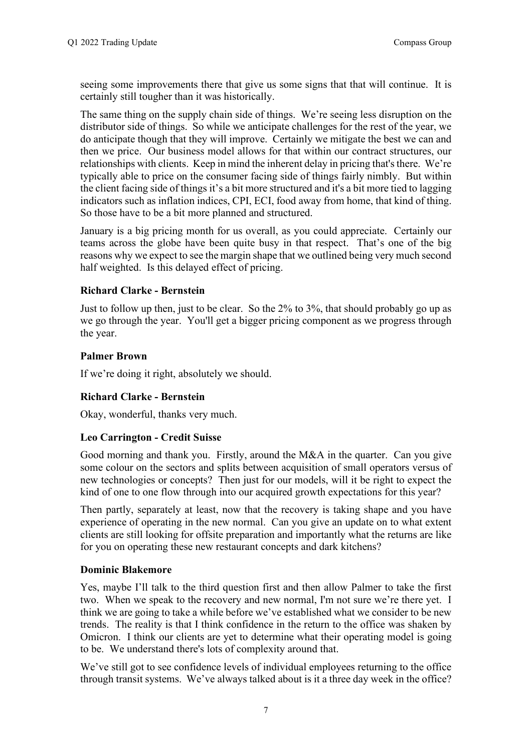seeing some improvements there that give us some signs that that will continue. It is certainly still tougher than it was historically.

The same thing on the supply chain side of things. We're seeing less disruption on the distributor side of things. So while we anticipate challenges for the rest of the year, we do anticipate though that they will improve. Certainly we mitigate the best we can and then we price. Our business model allows for that within our contract structures, our relationships with clients. Keep in mind the inherent delay in pricing that's there. We're typically able to price on the consumer facing side of things fairly nimbly. But within the client facing side of things it's a bit more structured and it's a bit more tied to lagging indicators such as inflation indices, CPI, ECI, food away from home, that kind of thing. So those have to be a bit more planned and structured.

January is a big pricing month for us overall, as you could appreciate. Certainly our teams across the globe have been quite busy in that respect. That's one of the big reasons why we expect to see the margin shape that we outlined being very much second half weighted. Is this delayed effect of pricing.

**Richard Clarke - Bernstein**

Just to follow up then, just to be clear. So the 2% to 3%, that should probably go up as we go through the year. You'll get a bigger pricing component as we progress through the year.

**Palmer Brown**

If we're doing it right, absolutely we should.

**Richard Clarke - Bernstein**

Okay, wonderful, thanks very much.

**Leo Carrington - Credit Suisse**

Good morning and thank you. Firstly, around the M&A in the quarter. Can you give some colour on the sectors and splits between acquisition of small operators versus of new technologies or concepts? Then just for our models, will it be right to expect the kind of one to one flow through into our acquired growth expectations for this year?

Then partly, separately at least, now that the recovery is taking shape and you have experience of operating in the new normal. Can you give an update on to what extent clients are still looking for offsite preparation and importantly what the returns are like for you on operating these new restaurant concepts and dark kitchens?

**Dominic Blakemore**

Yes, maybe I'll talk to the third question first and then allow Palmer to take the first two. When we speak to the recovery and new normal, I'm not sure we're there yet. I think we are going to take a while before we've established what we consider to be new trends. The reality is that I think confidence in the return to the office was shaken by Omicron. I think our clients are yet to determine what their operating model is going to be. We understand there's lots of complexity around that.

We've still got to see confidence levels of individual employees returning to the office through transit systems. We've always talked about is it a three day week in the office?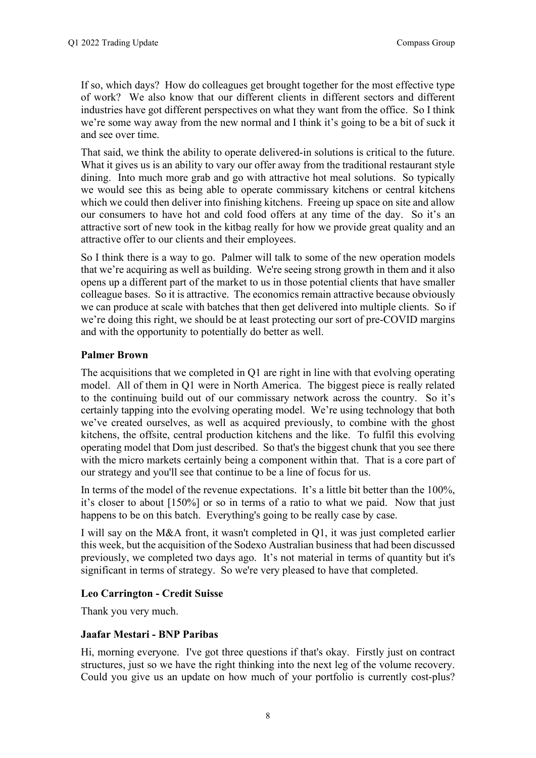If so, which days? How do colleagues get brought together for the most effective type of work? We also know that our different clients in different sectors and different industries have got different perspectives on what they want from the office. So I think we're some way away from the new normal and I think it's going to be a bit of suck it and see over time.

That said, we think the ability to operate delivered-in solutions is critical to the future. What it gives us is an ability to vary our offer away from the traditional restaurant style dining. Into much more grab and go with attractive hot meal solutions. So typically we would see this as being able to operate commissary kitchens or central kitchens which we could then deliver into finishing kitchens. Freeing up space on site and allow our consumers to have hot and cold food offers at any time of the day. So it's an attractive sort of new took in the kitbag really for how we provide great quality and an attractive offer to our clients and their employees.

So I think there is a way to go. Palmer will talk to some of the new operation models that we're acquiring as well as building. We're seeing strong growth in them and it also opens up a different part of the market to us in those potential clients that have smaller colleague bases. So it is attractive. The economics remain attractive because obviously we can produce at scale with batches that then get delivered into multiple clients. So if we're doing this right, we should be at least protecting our sort of pre-COVID margins and with the opportunity to potentially do better as well.

**Palmer Brown**

The acquisitions that we completed in Q1 are right in line with that evolving operating model. All of them in Q1 were in North America. The biggest piece is really related to the continuing build out of our commissary network across the country. So it's certainly tapping into the evolving operating model. We're using technology that both we've created ourselves, as well as acquired previously, to combine with the ghost kitchens, the offsite, central production kitchens and the like. To fulfil this evolving operating model that Dom just described. So that's the biggest chunk that you see there with the micro markets certainly being a component within that. That is a core part of our strategy and you'll see that continue to be a line of focus for us.

In terms of the model of the revenue expectations. It's a little bit better than the 100%, it's closer to about [150%] or so in terms of a ratio to what we paid. Now that just happens to be on this batch. Everything's going to be really case by case.

I will say on the M&A front, it wasn't completed in Q1, it was just completed earlier this week, but the acquisition of the Sodexo Australian business that had been discussed previously, we completed two days ago. It's not material in terms of quantity but it's significant in terms of strategy. So we're very pleased to have that completed.

**Leo Carrington - Credit Suisse**

Thank you very much.

**Jaafar Mestari - BNP Paribas**

Hi, morning everyone. I've got three questions if that's okay. Firstly just on contract structures, just so we have the right thinking into the next leg of the volume recovery. Could you give us an update on how much of your portfolio is currently cost-plus?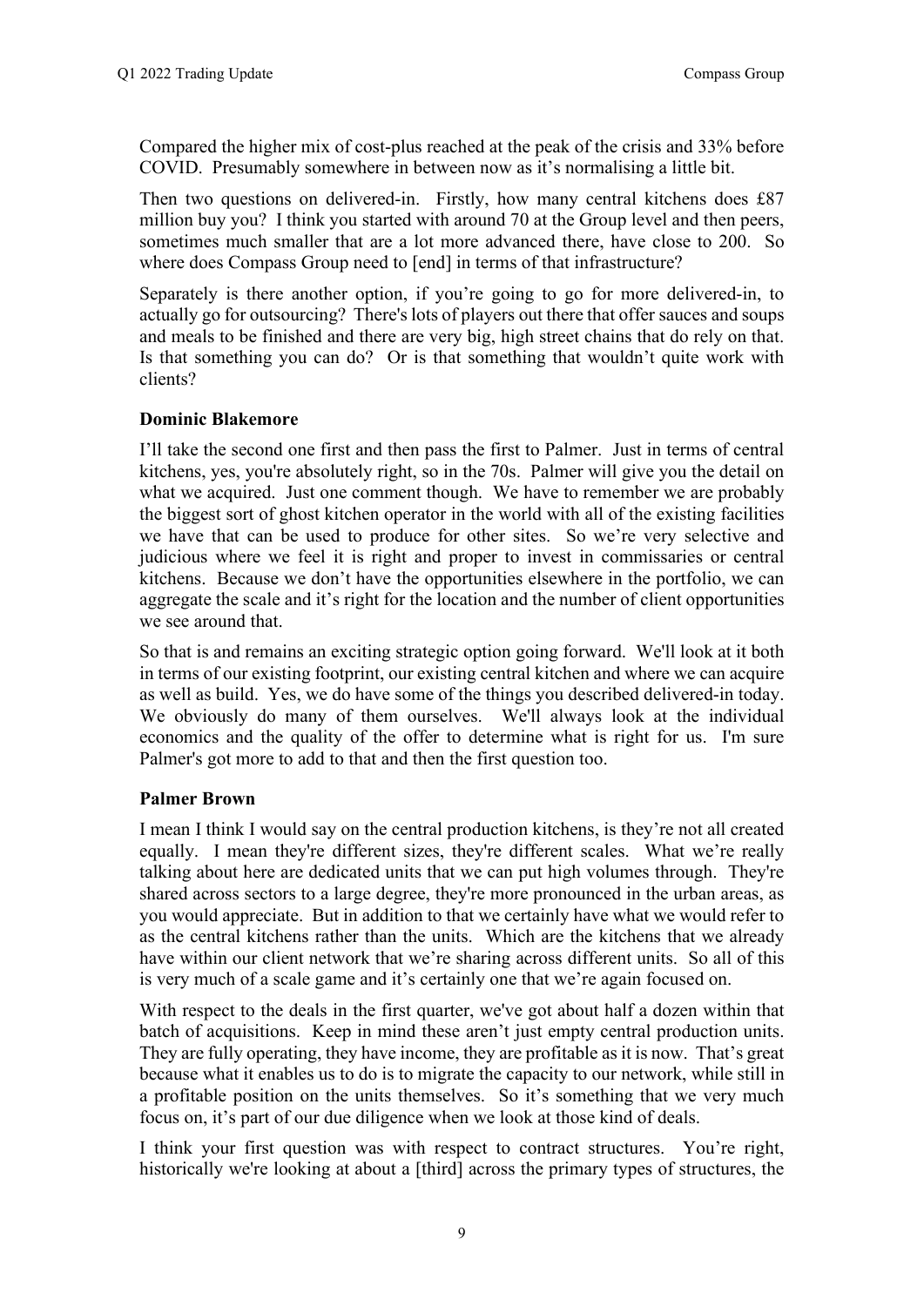Compared the higher mix of cost-plus reached at the peak of the crisis and 33% before COVID. Presumably somewhere in between now as it's normalising a little bit.

Then two questions on delivered-in. Firstly, how many central kitchens does £87 million buy you? I think you started with around 70 at the Group level and then peers, sometimes much smaller that are a lot more advanced there, have close to 200. So where does Compass Group need to [end] in terms of that infrastructure?

Separately is there another option, if you're going to go for more delivered-in, to actually go for outsourcing? There's lots of players out there that offer sauces and soups and meals to be finished and there are very big, high street chains that do rely on that. Is that something you can do? Or is that something that wouldn't quite work with clients?

**Dominic Blakemore**

I'll take the second one first and then pass the first to Palmer. Just in terms of central kitchens, yes, you're absolutely right, so in the 70s. Palmer will give you the detail on what we acquired. Just one comment though. We have to remember we are probably the biggest sort of ghost kitchen operator in the world with all of the existing facilities we have that can be used to produce for other sites. So we're very selective and judicious where we feel it is right and proper to invest in commissaries or central kitchens. Because we don't have the opportunities elsewhere in the portfolio, we can aggregate the scale and it's right for the location and the number of client opportunities we see around that.

So that is and remains an exciting strategic option going forward. We'll look at it both in terms of our existing footprint, our existing central kitchen and where we can acquire as well as build. Yes, we do have some of the things you described delivered-in today. We obviously do many of them ourselves. We'll always look at the individual economics and the quality of the offer to determine what is right for us. I'm sure Palmer's got more to add to that and then the first question too.

**Palmer Brown**

I mean I think I would say on the central production kitchens, is they're not all created equally. I mean they're different sizes, they're different scales. What we're really talking about here are dedicated units that we can put high volumes through. They're shared across sectors to a large degree, they're more pronounced in the urban areas, as you would appreciate. But in addition to that we certainly have what we would refer to as the central kitchens rather than the units. Which are the kitchens that we already have within our client network that we're sharing across different units. So all of this is very much of a scale game and it's certainly one that we're again focused on.

With respect to the deals in the first quarter, we've got about half a dozen within that batch of acquisitions. Keep in mind these aren't just empty central production units. They are fully operating, they have income, they are profitable as it is now. That's great because what it enables us to do is to migrate the capacity to our network, while still in a profitable position on the units themselves. So it's something that we very much focus on, it's part of our due diligence when we look at those kind of deals.

I think your first question was with respect to contract structures. You're right, historically we're looking at about a [third] across the primary types of structures, the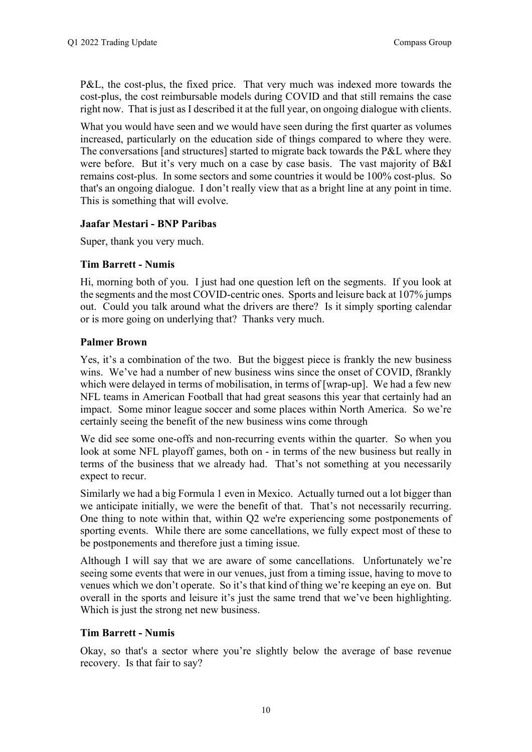P&L, the cost-plus, the fixed price. That very much was indexed more towards the cost-plus, the cost reimbursable models during COVID and that still remains the case right now. That is just as I described it at the full year, on ongoing dialogue with clients.

What you would have seen and we would have seen during the first quarter as volumes increased, particularly on the education side of things compared to where they were. The conversations [and structures] started to migrate back towards the P&L where they were before. But it's very much on a case by case basis. The vast majority of B&I remains cost-plus. In some sectors and some countries it would be 100% cost-plus. So that's an ongoing dialogue. I don't really view that as a bright line at any point in time. This is something that will evolve.

**Jaafar Mestari - BNP Paribas**

Super, thank you very much.

**Tim Barrett - Numis**

Hi, morning both of you. I just had one question left on the segments. If you look at the segments and the most COVID-centric ones. Sports and leisure back at 107% jumps out. Could you talk around what the drivers are there? Is it simply sporting calendar or is more going on underlying that? Thanks very much.

**Palmer Brown**

Yes, it's a combination of the two. But the biggest piece is frankly the new business wins. We've had a number of new business wins since the onset of COVID, f8rankly which were delayed in terms of mobilisation, in terms of [wrap-up]. We had a few new NFL teams in American Football that had great seasons this year that certainly had an impact. Some minor league soccer and some places within North America. So we're certainly seeing the benefit of the new business wins come through

We did see some one-offs and non-recurring events within the quarter. So when you look at some NFL playoff games, both on - in terms of the new business but really in terms of the business that we already had. That's not something at you necessarily expect to recur.

Similarly we had a big Formula 1 even in Mexico. Actually turned out a lot bigger than we anticipate initially, we were the benefit of that. That's not necessarily recurring. One thing to note within that, within Q2 we're experiencing some postponements of sporting events. While there are some cancellations, we fully expect most of these to be postponements and therefore just a timing issue.

Although I will say that we are aware of some cancellations. Unfortunately we're seeing some events that were in our venues, just from a timing issue, having to move to venues which we don't operate. So it's that kind of thing we're keeping an eye on. But overall in the sports and leisure it's just the same trend that we've been highlighting. Which is just the strong net new business.

**Tim Barrett - Numis**

Okay, so that's a sector where you're slightly below the average of base revenue recovery. Is that fair to say?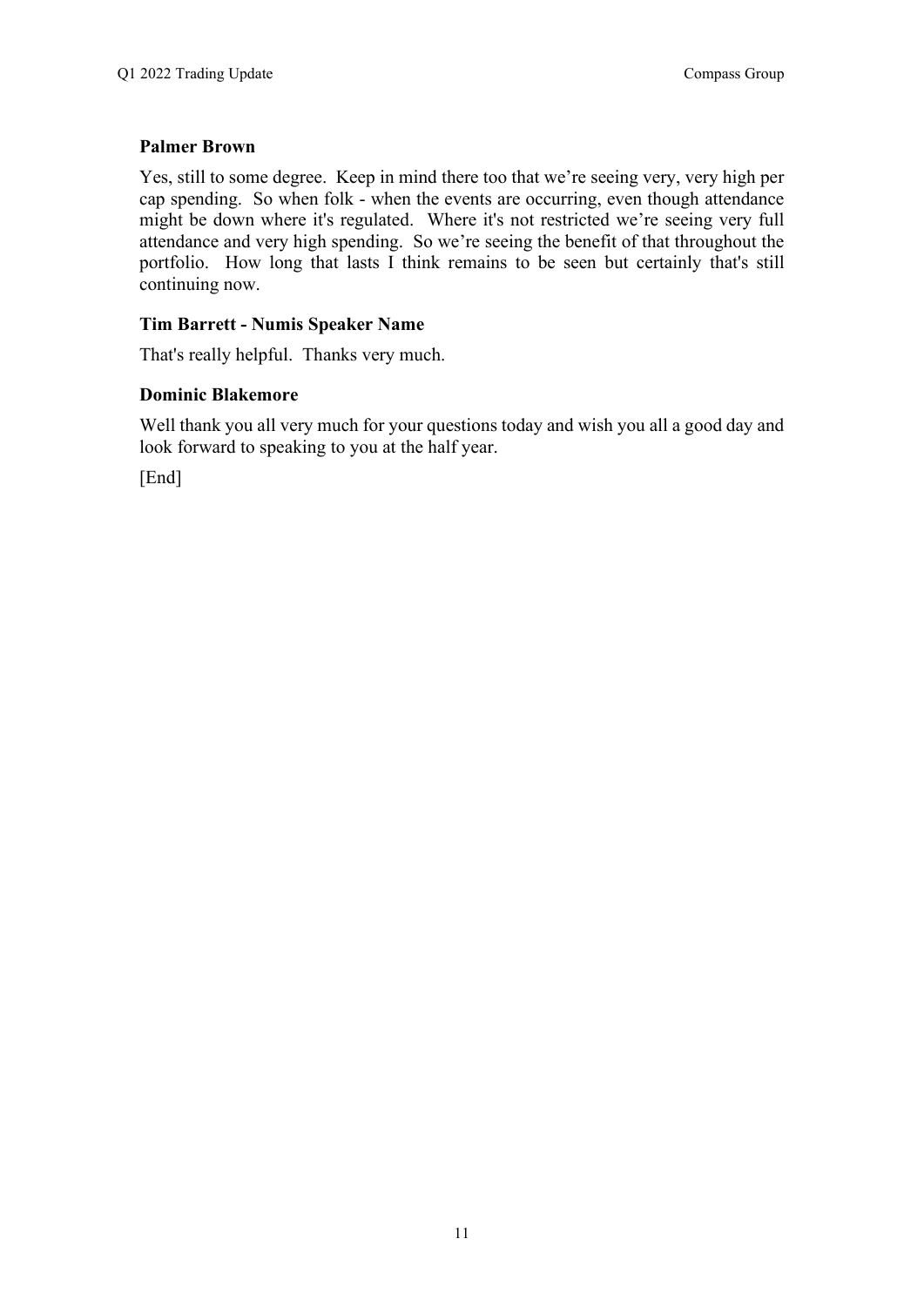**Palmer Brown**

Yes, still to some degree. Keep in mind there too that we're seeing very, very high per cap spending. So when folk - when the events are occurring, even though attendance might be down where it's regulated. Where it's not restricted we're seeing very full attendance and very high spending. So we're seeing the benefit of that throughout the portfolio. How long that lasts I think remains to be seen but certainly that's still continuing now.

**Tim Barrett - Numis Speaker Name**

That's really helpful. Thanks very much.

**Dominic Blakemore**

Well thank you all very much for your questions today and wish you all a good day and look forward to speaking to you at the half year.

[End]